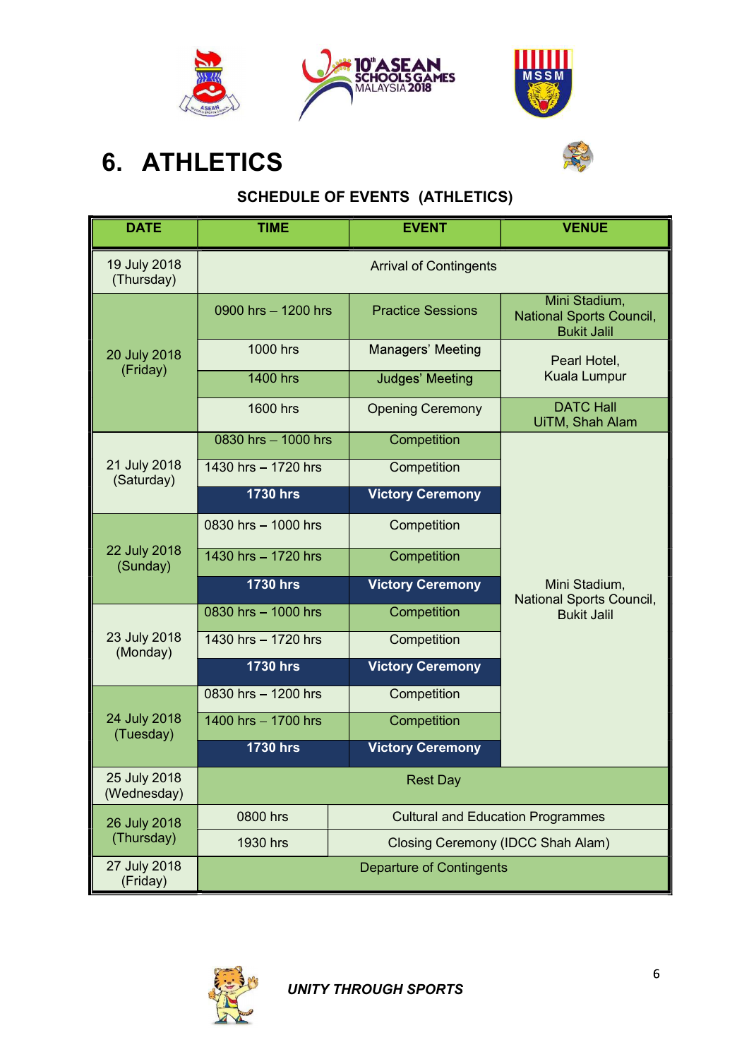# 6. ATHLETICS

### SCHEDULE OF EVENTS (ATHLETICS)

| DATE | TIME | EVENT | VENUE |
|---|---|---|---|
| 19 July 2018 (Thursday) | Arrival of Contingents | | |
| 20 July 2018 (Friday) | 0900 hrs – 1200 hrs | Practice Sessions | Mini Stadium, National Sports Council, Bukit Jalil |
| | 1000 hrs | Managers' Meeting | Pearl Hotel, Kuala Lumpur |
| | 1400 hrs | Judges' Meeting | |
| | 1600 hrs | Opening Ceremony | DATC Hall UiTM, Shah Alam |
| 21 July 2018 (Saturday) | 0830 hrs – 1000 hrs | Competition | Mini Stadium, National Sports Council, Bukit Jalil |
| | 1430 hrs – 1720 hrs | Competition | |
| | **1730 hrs** | **Victory Ceremony** | |
| 22 July 2018 (Sunday) | 0830 hrs – 1000 hrs | Competition | |
| | 1430 hrs – 1720 hrs | Competition | |
| | **1730 hrs** | **Victory Ceremony** | |
| 23 July 2018 (Monday) | 0830 hrs – 1000 hrs | Competition | |
| | 1430 hrs – 1720 hrs | Competition | |
| | **1730 hrs** | **Victory Ceremony** | |
| 24 July 2018 (Tuesday) | 0830 hrs – 1200 hrs | Competition | |
| | 1400 hrs – 1700 hrs | Competition | |
| | **1730 hrs** | **Victory Ceremony** | |
| 25 July 2018 (Wednesday) | Rest Day | | |
| 26 July 2018 (Thursday) | 0800 hrs | Cultural and Education Programmes | |
| | 1930 hrs | Closing Ceremony (IDCC Shah Alam) | |
| 27 July 2018 (Friday) | Departure of Contingents | | |

***UNITY THROUGH SPORTS***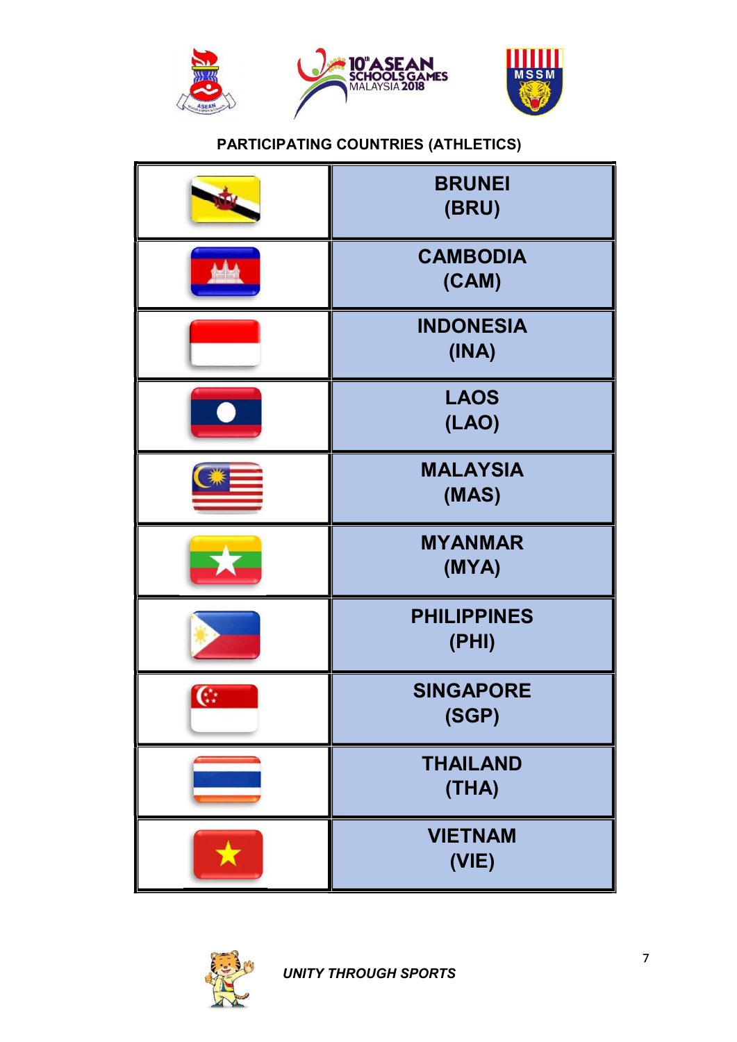**PARTICIPATING COUNTRIES (ATHLETICS)**

| Flag | Country |
|---|---|
| | **BRUNEI (BRU)** |
| | **CAMBODIA (CAM)** |
| | **INDONESIA (INA)** |
| | **LAOS (LAO)** |
| | **MALAYSIA (MAS)** |
| | **MYANMAR (MYA)** |
| | **PHILIPPINES (PHI)** |
| | **SINGAPORE (SGP)** |
| | **THAILAND (THA)** |
| | **VIETNAM (VIE)** |

***UNITY THROUGH SPORTS***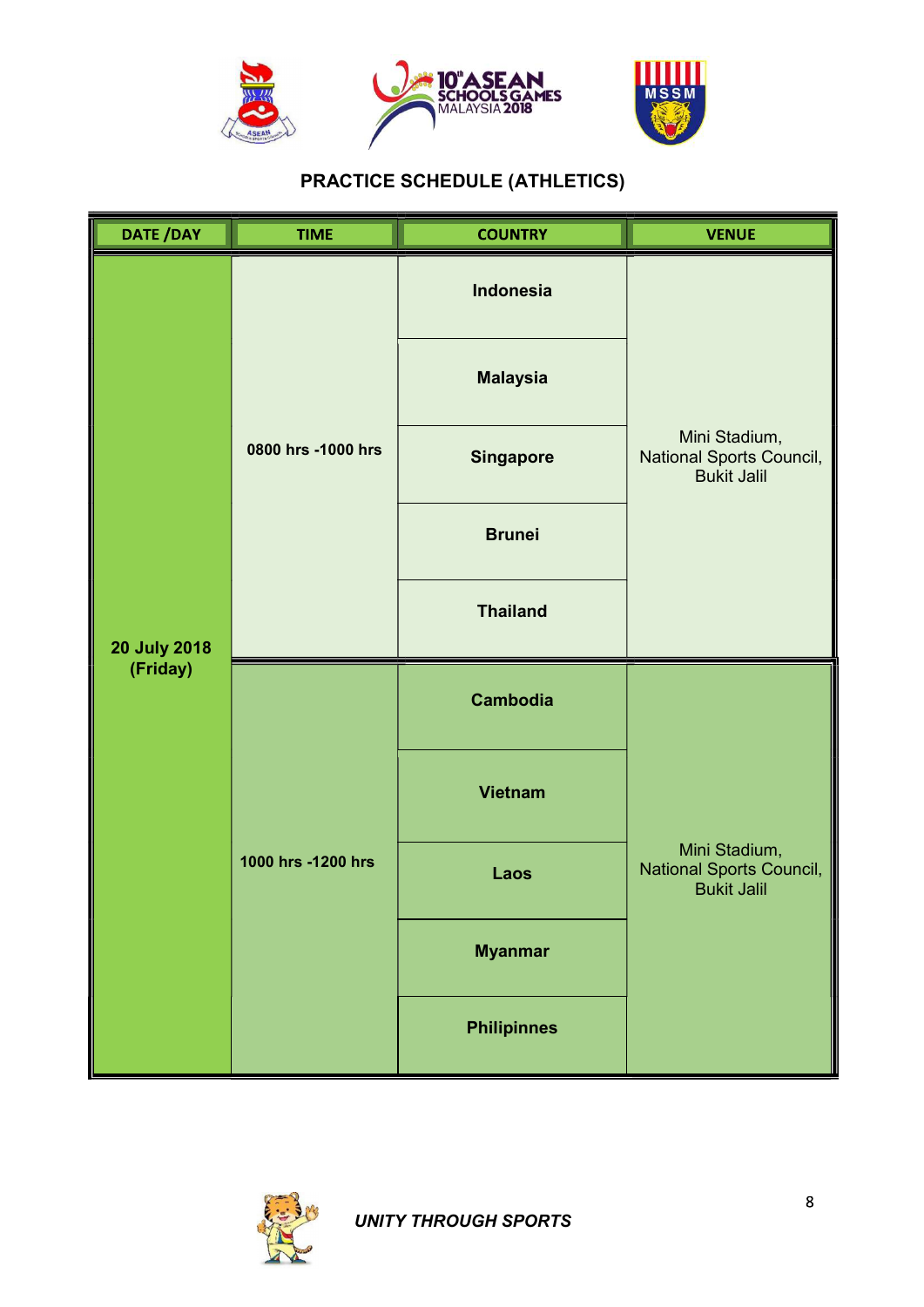## PRACTICE SCHEDULE (ATHLETICS)

| DATE /DAY | TIME | COUNTRY | VENUE |
|---|---|---|---|
| 20 July 2018 (Friday) | 0800 hrs -1000 hrs | Indonesia | Mini Stadium, National Sports Council, Bukit Jalil |
| | | Malaysia | |
| | | Singapore | |
| | | Brunei | |
| | | Thailand | |
| | 1000 hrs -1200 hrs | Cambodia | Mini Stadium, National Sports Council, Bukit Jalil |
| | | Vietnam | |
| | | Laos | |
| | | Myanmar | |
| | | Philipinnes | |

*UNITY THROUGH SPORTS*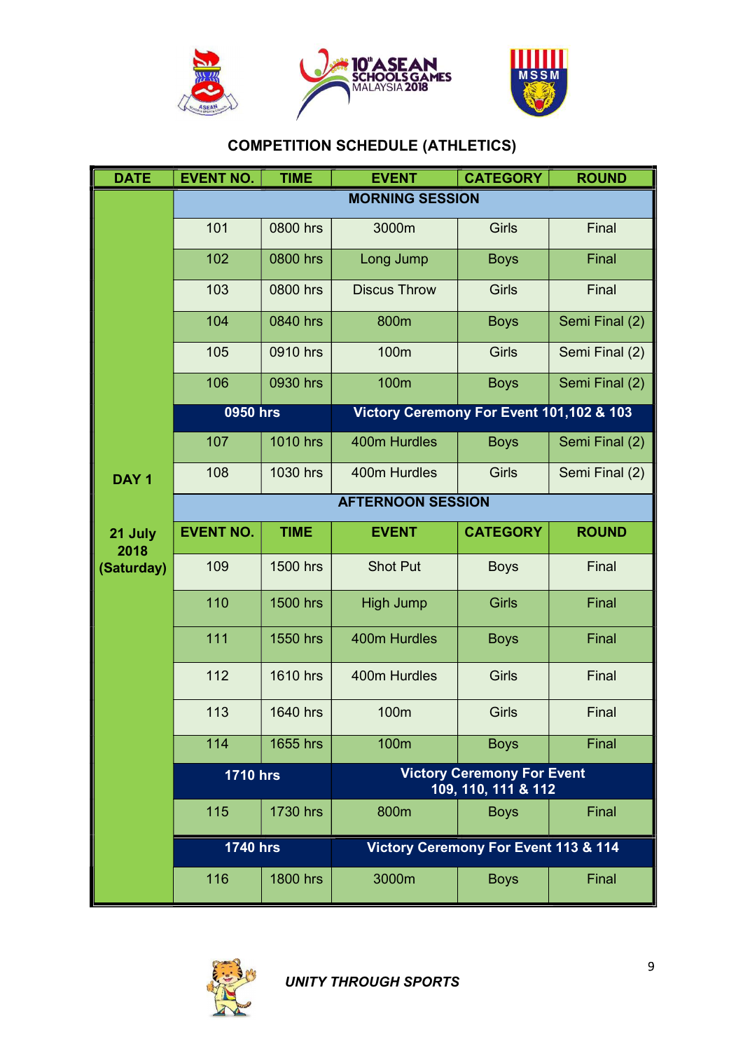## COMPETITION SCHEDULE (ATHLETICS)

| DATE | EVENT NO. | TIME | EVENT | CATEGORY | ROUND |
|---|---|---|---|---|---|
| DAY 1 21 July 2018 (Saturday) | MORNING SESSION | | | | |
| | 101 | 0800 hrs | 3000m | Girls | Final |
| | 102 | 0800 hrs | Long Jump | Boys | Final |
| | 103 | 0800 hrs | Discus Throw | Girls | Final |
| | 104 | 0840 hrs | 800m | Boys | Semi Final (2) |
| | 105 | 0910 hrs | 100m | Girls | Semi Final (2) |
| | 106 | 0930 hrs | 100m | Boys | Semi Final (2) |
| | 0950 hrs | | Victory Ceremony For Event 101,102 & 103 | | |
| | 107 | 1010 hrs | 400m Hurdles | Boys | Semi Final (2) |
| | 108 | 1030 hrs | 400m Hurdles | Girls | Semi Final (2) |
| | AFTERNOON SESSION | | | | |
| | EVENT NO. | TIME | EVENT | CATEGORY | ROUND |
| | 109 | 1500 hrs | Shot Put | Boys | Final |
| | 110 | 1500 hrs | High Jump | Girls | Final |
| | 111 | 1550 hrs | 400m Hurdles | Boys | Final |
| | 112 | 1610 hrs | 400m Hurdles | Girls | Final |
| | 113 | 1640 hrs | 100m | Girls | Final |
| | 114 | 1655 hrs | 100m | Boys | Final |
| | 1710 hrs | | Victory Ceremony For Event 109, 110, 111 & 112 | | |
| | 115 | 1730 hrs | 800m | Boys | Final |
| | 1740 hrs | | Victory Ceremony For Event 113 & 114 | | |
| | 116 | 1800 hrs | 3000m | Boys | Final |

*UNITY THROUGH SPORTS*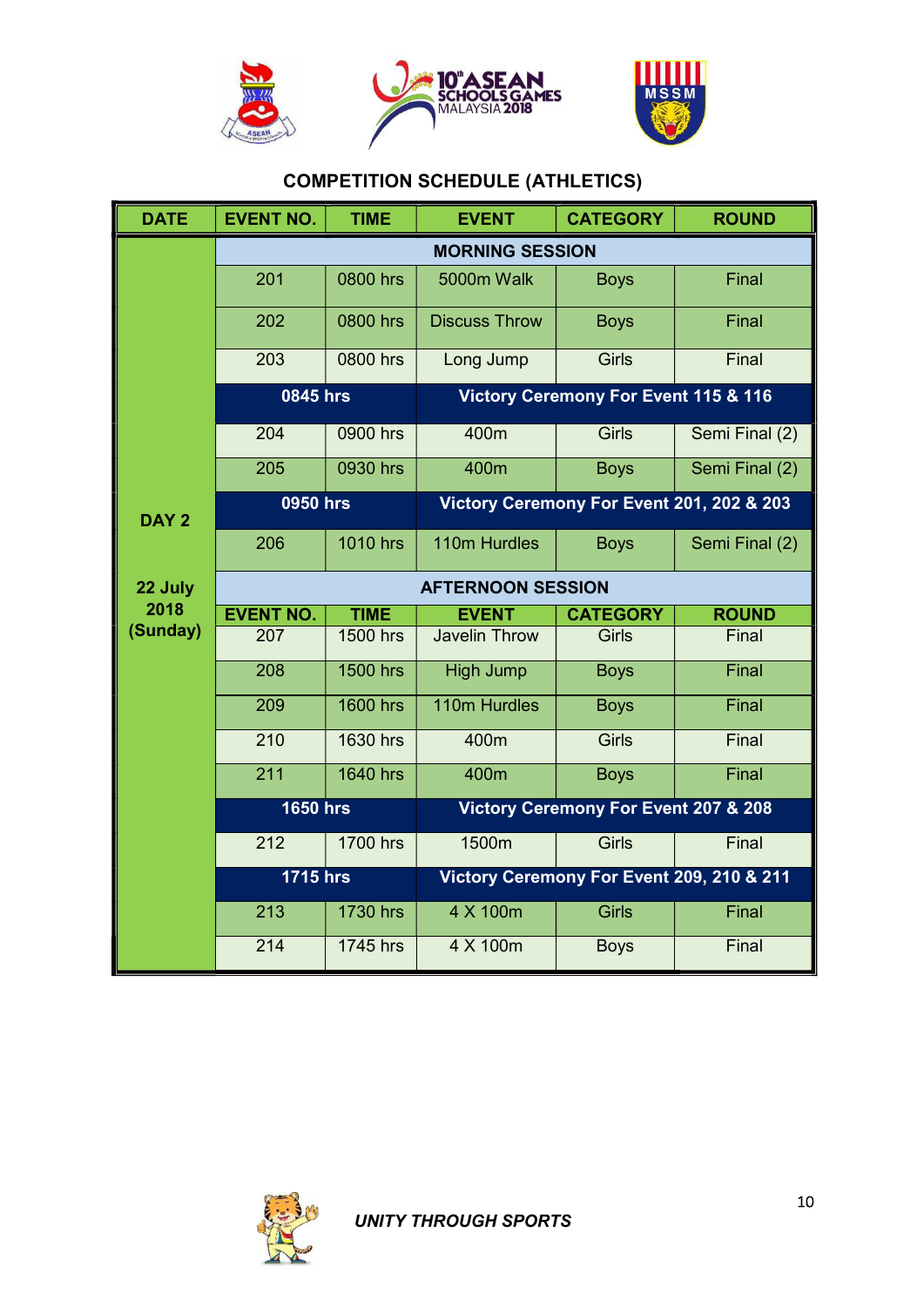## COMPETITION SCHEDULE (ATHLETICS)

| DATE | EVENT NO. | TIME | EVENT | CATEGORY | ROUND |
|---|---|---|---|---|---|
| DAY 2<br><br>22 July 2018 (Sunday) | MORNING SESSION | | | | |
| | 201 | 0800 hrs | 5000m Walk | Boys | Final |
| | 202 | 0800 hrs | Discuss Throw | Boys | Final |
| | 203 | 0800 hrs | Long Jump | Girls | Final |
| | 0845 hrs | | Victory Ceremony For Event 115 & 116 | | |
| | 204 | 0900 hrs | 400m | Girls | Semi Final (2) |
| | 205 | 0930 hrs | 400m | Boys | Semi Final (2) |
| | 0950 hrs | | Victory Ceremony For Event 201, 202 & 203 | | |
| | 206 | 1010 hrs | 110m Hurdles | Boys | Semi Final (2) |
| | AFTERNOON SESSION | | | | |
| | EVENT NO. | TIME | EVENT | CATEGORY | ROUND |
| | 207 | 1500 hrs | Javelin Throw | Girls | Final |
| | 208 | 1500 hrs | High Jump | Boys | Final |
| | 209 | 1600 hrs | 110m Hurdles | Boys | Final |
| | 210 | 1630 hrs | 400m | Girls | Final |
| | 211 | 1640 hrs | 400m | Boys | Final |
| | 1650 hrs | | Victory Ceremony For Event 207 & 208 | | |
| | 212 | 1700 hrs | 1500m | Girls | Final |
| | 1715 hrs | | Victory Ceremony For Event 209, 210 & 211 | | |
| | 213 | 1730 hrs | 4 X 100m | Girls | Final |
| | 214 | 1745 hrs | 4 X 100m | Boys | Final |

*UNITY THROUGH SPORTS*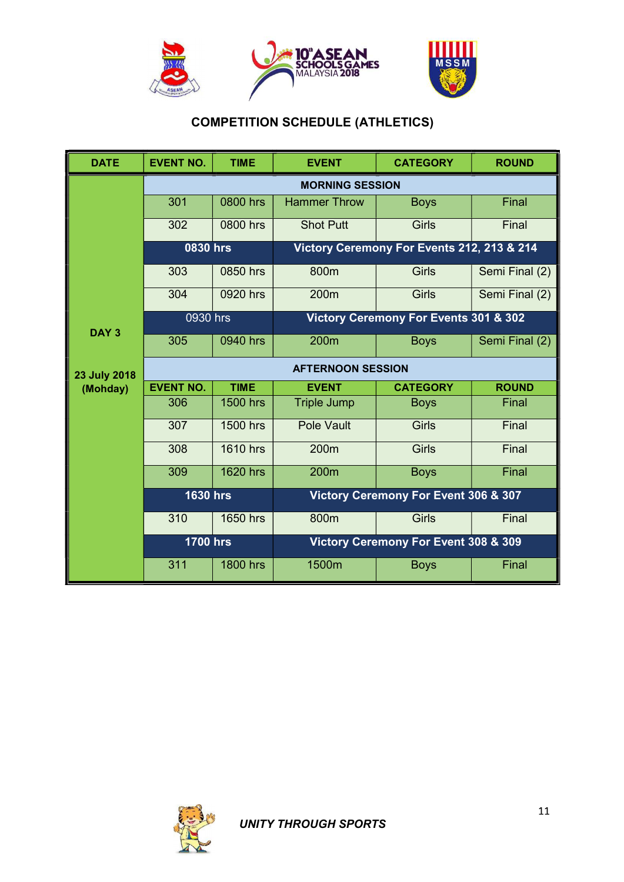## COMPETITION SCHEDULE (ATHLETICS)

| DATE | EVENT NO. | TIME | EVENT | CATEGORY | ROUND |
|---|---|---|---|---|---|
| DAY 3<br>23 July 2018<br>(Mohday) | **MORNING SESSION** | | | | |
| | 301 | 0800 hrs | Hammer Throw | Boys | Final |
| | 302 | 0800 hrs | Shot Putt | Girls | Final |
| | **0830 hrs** | | **Victory Ceremony For Events 212, 213 & 214** | | |
| | 303 | 0850 hrs | 800m | Girls | Semi Final (2) |
| | 304 | 0920 hrs | 200m | Girls | Semi Final (2) |
| | 0930 hrs | | **Victory Ceremony For Events 301 & 302** | | |
| | 305 | 0940 hrs | 200m | Boys | Semi Final (2) |
| | **AFTERNOON SESSION** | | | | |
| | **EVENT NO.** | **TIME** | **EVENT** | **CATEGORY** | **ROUND** |
| | 306 | 1500 hrs | Triple Jump | Boys | Final |
| | 307 | 1500 hrs | Pole Vault | Girls | Final |
| | 308 | 1610 hrs | 200m | Girls | Final |
| | 309 | 1620 hrs | 200m | Boys | Final |
| | **1630 hrs** | | **Victory Ceremony For Event 306 & 307** | | |
| | 310 | 1650 hrs | 800m | Girls | Final |
| | **1700 hrs** | | **Victory Ceremony For Event 308 & 309** | | |
| | 311 | 1800 hrs | 1500m | Boys | Final |

***UNITY THROUGH SPORTS***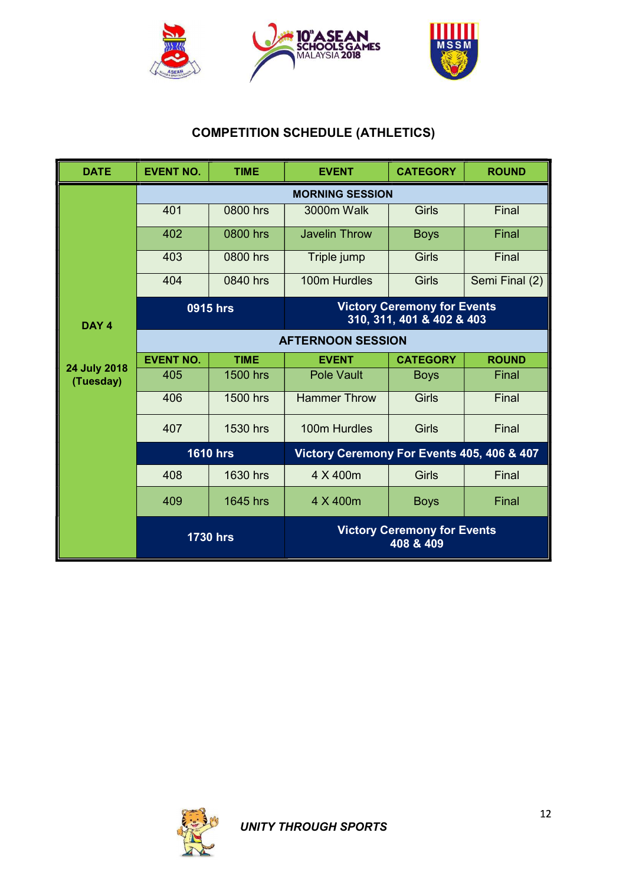## COMPETITION SCHEDULE (ATHLETICS)

| DATE | EVENT NO. | TIME | EVENT | CATEGORY | ROUND |
|---|---|---|---|---|---|
| DAY 4<br><br>24 July 2018 (Tuesday) | **MORNING SESSION** | | | | |
| | 401 | 0800 hrs | 3000m Walk | Girls | Final |
| | 402 | 0800 hrs | Javelin Throw | Boys | Final |
| | 403 | 0800 hrs | Triple jump | Girls | Final |
| | 404 | 0840 hrs | 100m Hurdles | Girls | Semi Final (2) |
| | **0915 hrs** | | **Victory Ceremony for Events 310, 311, 401 & 402 & 403** | | |
| | **AFTERNOON SESSION** | | | | |
| | **EVENT NO.** | **TIME** | **EVENT** | **CATEGORY** | **ROUND** |
| | 405 | 1500 hrs | Pole Vault | Boys | Final |
| | 406 | 1500 hrs | Hammer Throw | Girls | Final |
| | 407 | 1530 hrs | 100m Hurdles | Girls | Final |
| | **1610 hrs** | | **Victory Ceremony For Events 405, 406 & 407** | | |
| | 408 | 1630 hrs | 4 X 400m | Girls | Final |
| | 409 | 1645 hrs | 4 X 400m | Boys | Final |
| | **1730 hrs** | | **Victory Ceremony for Events 408 & 409** | | |

***UNITY THROUGH SPORTS***